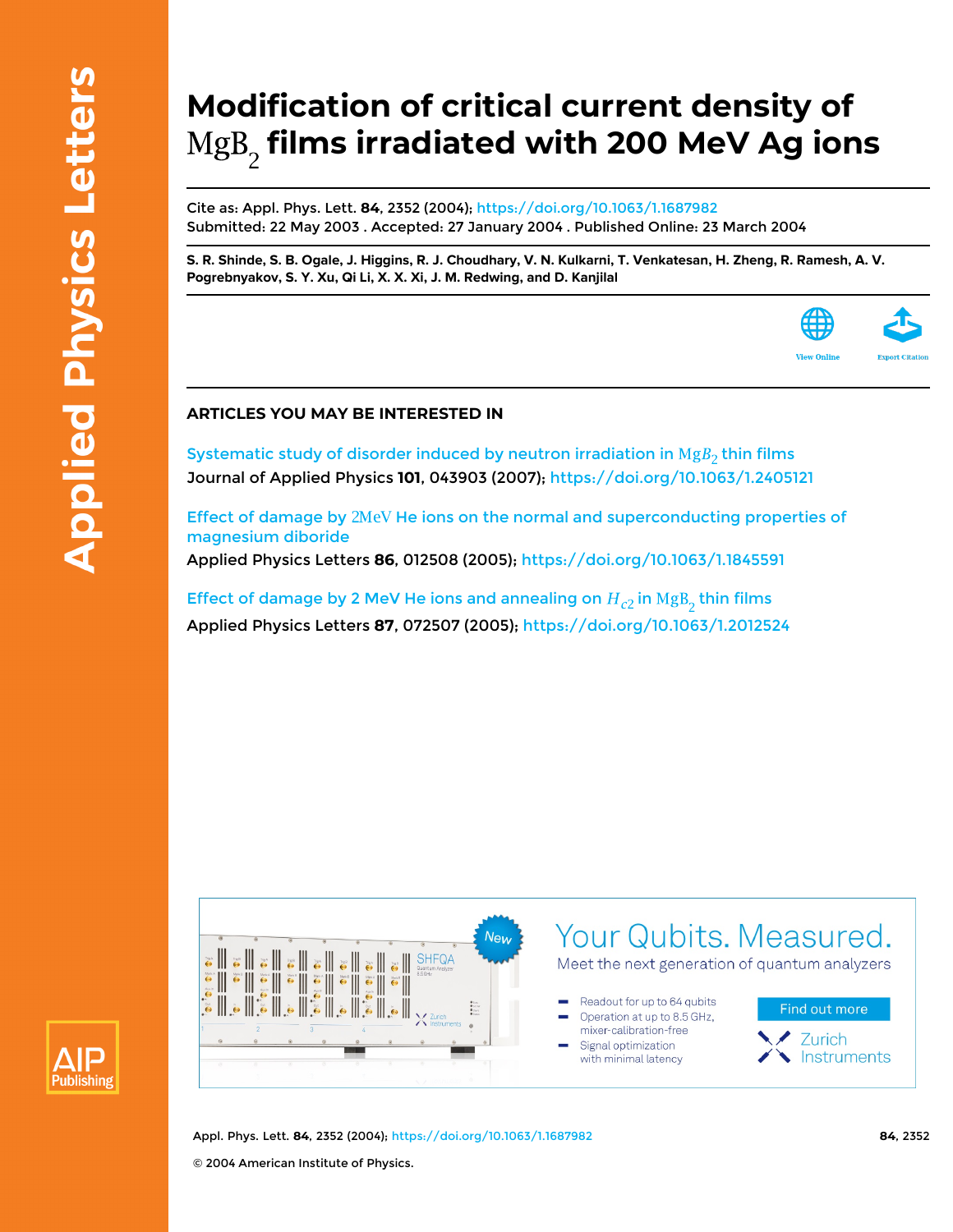# Modification of critical current density of $MgB_2$ films irradiated with 200 MeV Ag ions

Cite as: Appl. Phys. Lett. **84**, 2352 (2004); https://doi.org/10.1063/1.1687982
Submitted: 22 May 2003 . Accepted: 27 January 2004 . Published Online: 23 March 2004

**S. R. Shinde, S. B. Ogale, J. Higgins, R. J. Choudhary, V. N. Kulkarni, T. Venkatesan, H. Zheng, R. Ramesh, A. V. Pogrebnyakov, S. Y. Xu, Qi Li, X. X. Xi, J. M. Redwing, and D. Kanjilal**

## ARTICLES YOU MAY BE INTERESTED IN

Systematic study of disorder induced by neutron irradiation in $MgB_2$ thin films
Journal of Applied Physics **101**, 043903 (2007); https://doi.org/10.1063/1.2405121

Effect of damage by 2MeV He ions on the normal and superconducting properties of magnesium diboride
Applied Physics Letters **86**, 012508 (2005); https://doi.org/10.1063/1.1845591

Effect of damage by 2 MeV He ions and annealing on $H_{c2}$ in $MgB_2$ thin films
Applied Physics Letters **87**, 072507 (2005); https://doi.org/10.1063/1.2012524

© 2004 American Institute of Physics.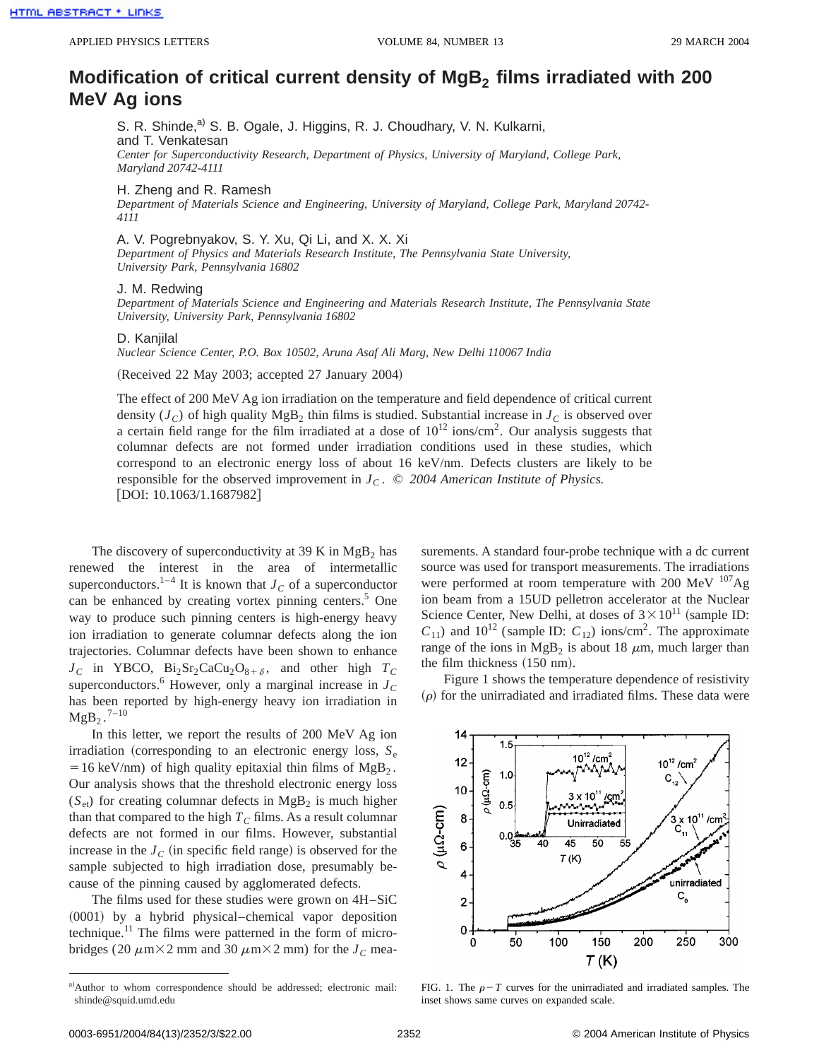# Modification of critical current density of $MgB_2$ films irradiated with 200 MeV Ag ions

S. R. Shinde,[a] S. B. Ogale, J. Higgins, R. J. Choudhary, V. N. Kulkarni, and T. Venkatesan
*Center for Superconductivity Research, Department of Physics, University of Maryland, College Park, Maryland 20742-4111*

H. Zheng and R. Ramesh
*Department of Materials Science and Engineering, University of Maryland, College Park, Maryland 20742-4111*

A. V. Pogrebnyakov, S. Y. Xu, Qi Li, and X. X. Xi
*Department of Physics and Materials Research Institute, The Pennsylvania State University, University Park, Pennsylvania 16802*

J. M. Redwing
*Department of Materials Science and Engineering and Materials Research Institute, The Pennsylvania State University, University Park, Pennsylvania 16802*

D. Kanjilal
*Nuclear Science Center, P.O. Box 10502, Aruna Asaf Ali Marg, New Delhi 110067 India*

(Received 22 May 2003; accepted 27 January 2004)

The effect of 200 MeV Ag ion irradiation on the temperature and field dependence of critical current density ($J_C$) of high quality $MgB_2$ thin films is studied. Substantial increase in $J_C$ is observed over a certain field range for the film irradiated at a dose of $10^{12}$ ions/cm$^2$. Our analysis suggests that columnar defects are not formed under irradiation conditions used in these studies, which correspond to an electronic energy loss of about 16 keV/nm. Defects clusters are likely to be responsible for the observed improvement in $J_C$. © *2004 American Institute of Physics.* [DOI: 10.1063/1.1687982]

The discovery of superconductivity at 39 K in $MgB_2$ has renewed the interest in the area of intermetallic superconductors.[1–4] It is known that $J_C$ of a superconductor can be enhanced by creating vortex pinning centers.[5] One way to produce such pinning centers is high-energy heavy ion irradiation to generate columnar defects along the ion trajectories. Columnar defects have been shown to enhance $J_C$ in YBCO, $Bi_2Sr_2CaCu_2O_{8+\delta}$, and other high $T_C$ superconductors.[6] However, only a marginal increase in $J_C$ has been reported by high-energy heavy ion irradiation in $MgB_2$.[7–10]

In this letter, we report the results of 200 MeV Ag ion irradiation (corresponding to an electronic energy loss, $S_e = 16$ keV/nm) of high quality epitaxial thin films of $MgB_2$. Our analysis shows that the threshold electronic energy loss ($S_{et}$) for creating columnar defects in $MgB_2$ is much higher than that compared to the high $T_C$ films. As a result columnar defects are not formed in our films. However, substantial increase in the $J_C$ (in specific field range) is observed for the sample subjected to high irradiation dose, presumably because of the pinning caused by agglomerated defects.

The films used for these studies were grown on 4H–SiC (0001) by a hybrid physical–chemical vapor deposition technique.[11] The films were patterned in the form of microbridges (20 $\mu$m×2 mm and 30 $\mu$m×2 mm) for the $J_C$ measurements. A standard four-probe technique with a dc current source was used for transport measurements. The irradiations were performed at room temperature with 200 MeV $^{107}$Ag ion beam from a 15UD pelletron accelerator at the Nuclear Science Center, New Delhi, at doses of $3\times10^{11}$ (sample ID: $C_{11}$) and $10^{12}$ (sample ID: $C_{12}$) ions/cm$^2$. The approximate range of the ions in $MgB_2$ is about 18 $\mu$m, much larger than the film thickness (150 nm).

Figure 1 shows the temperature dependence of resistivity ($\rho$) for the unirradiated and irradiated films. These data were

FIG. 1. The $\rho-T$ curves for the unirradiated and irradiated samples. The inset shows same curves on expanded scale.

[a]Author to whom correspondence should be addressed; electronic mail: shinde@squid.umd.edu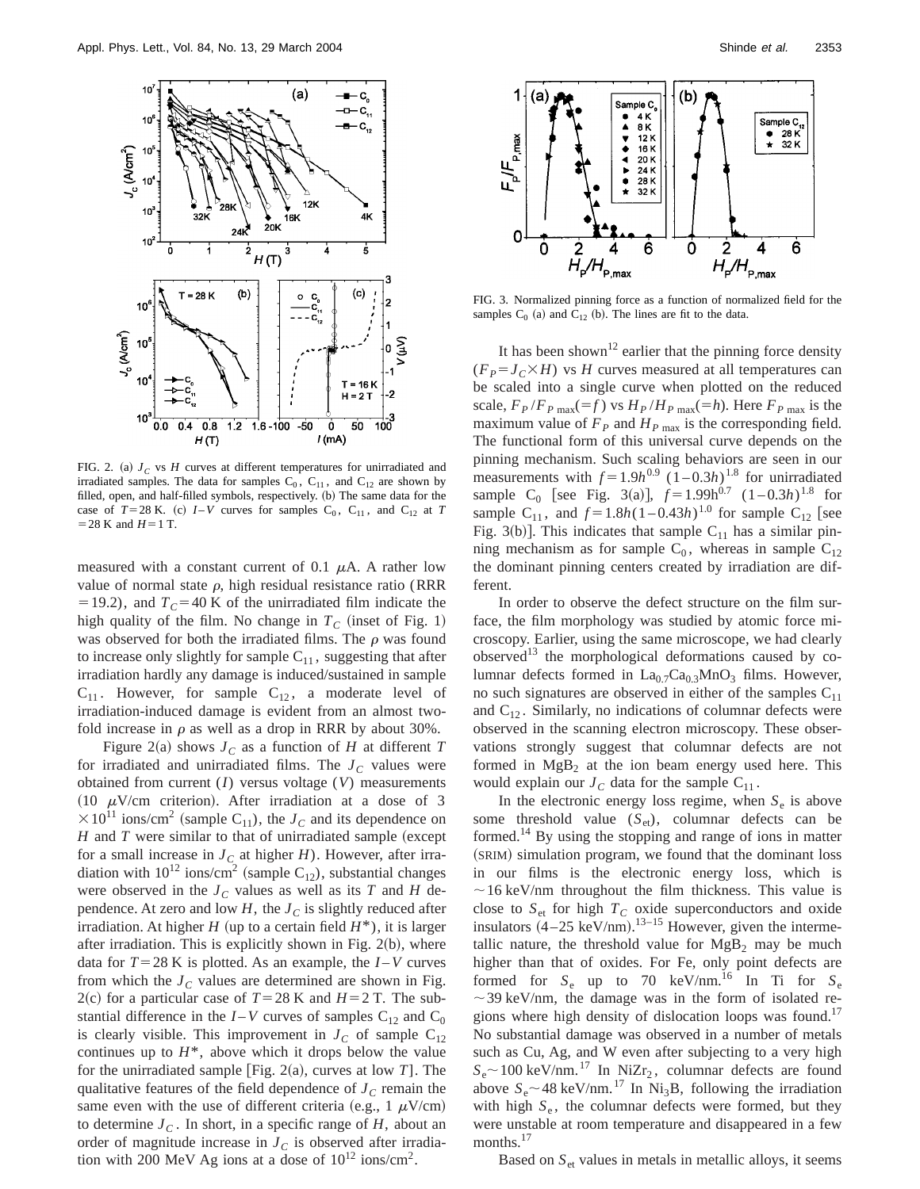FIG. 2. (a) $J_C$ vs $H$ curves at different temperatures for unirradiated and irradiated samples. The data for samples $C_0$, $C_{11}$, and $C_{12}$ are shown by filled, open, and half-filled symbols, respectively. (b) The same data for the case of $T = 28$ K. (c) $I$–$V$ curves for samples $C_0$, $C_{11}$, and $C_{12}$ at $T = 28$ K and $H = 1$ T.

measured with a constant current of 0.1 $\mu$A. A rather low value of normal state $\rho$, high residual resistance ratio (RRR $= 19.2$), and $T_C = 40$ K of the unirradiated film indicate the high quality of the film. No change in $T_C$ (inset of Fig. 1) was observed for both the irradiated films. The $\rho$ was found to increase only slightly for sample $C_{11}$, suggesting that after irradiation hardly any damage is induced/sustained in sample $C_{11}$. However, for sample $C_{12}$, a moderate level of irradiation-induced damage is evident from an almost two-fold increase in $\rho$ as well as a drop in RRR by about 30%.

Figure 2(a) shows $J_C$ as a function of $H$ at different $T$ for irradiated and unirradiated films. The $J_C$ values were obtained from current ($I$) versus voltage ($V$) measurements (10 $\mu$V/cm criterion). After irradiation at a dose of $3 \times 10^{11}$ ions/cm$^2$ (sample $C_{11}$), the $J_C$ and its dependence on $H$ and $T$ were similar to that of unirradiated sample (except for a small increase in $J_C$ at higher $H$). However, after irradiation with $10^{12}$ ions/cm$^2$ (sample $C_{12}$), substantial changes were observed in the $J_C$ values as well as its $T$ and $H$ dependence. At zero and low $H$, the $J_C$ is slightly reduced after irradiation. At higher $H$ (up to a certain field $H^*$), it is larger after irradiation. This is explicitly shown in Fig. 2(b), where data for $T = 28$ K is plotted. As an example, the $I$–$V$ curves from which the $J_C$ values are determined are shown in Fig. 2(c) for a particular case of $T = 28$ K and $H = 2$ T. The substantial difference in the $I$–$V$ curves of samples $C_{12}$ and $C_0$ is clearly visible. This improvement in $J_C$ of sample $C_{12}$ continues up to $H^*$, above which it drops below the value for the unirradiated sample [Fig. 2(a), curves at low $T$]. The qualitative features of the field dependence of $J_C$ remain the same even with the use of different criteria (e.g., 1 $\mu$V/cm) to determine $J_C$. In short, in a specific range of $H$, about an order of magnitude increase in $J_C$ is observed after irradiation with 200 MeV Ag ions at a dose of $10^{12}$ ions/cm$^2$.

FIG. 3. Normalized pinning force as a function of normalized field for the samples $C_0$ (a) and $C_{12}$ (b). The lines are fit to the data.

It has been shown[12] earlier that the pinning force density ($F_P = J_C \times H$) vs $H$ curves measured at all temperatures can be scaled into a single curve when plotted on the reduced scale, $F_P/F_{P\,\max} (= f)$ vs $H_P/H_{P\,\max} (= h)$. Here $F_{P\,\max}$ is the maximum value of $F_P$ and $H_{P\,\max}$ is the corresponding field. The functional form of this universal curve depends on the pinning mechanism. Such scaling behaviors are seen in our measurements with $f = 1.9h^{0.9}\,(1 - 0.3h)^{1.8}$ for unirradiated sample $C_0$ [see Fig. 3(a)], $f = 1.99h^{0.7}\,(1 - 0.3h)^{1.8}$ for sample $C_{11}$, and $f = 1.8h(1 - 0.43h)^{1.0}$ for sample $C_{12}$ [see Fig. 3(b)]. This indicates that sample $C_{11}$ has a similar pinning mechanism as for sample $C_0$, whereas in sample $C_{12}$ the dominant pinning centers created by irradiation are different.

In order to observe the defect structure on the film surface, the film morphology was studied by atomic force microscopy. Earlier, using the same microscope, we had clearly observed[13] the morphological deformations caused by columnar defects formed in $La_{0.7}Ca_{0.3}MnO_3$ films. However, no such signatures are observed in either of the samples $C_{11}$ and $C_{12}$. Similarly, no indications of columnar defects were observed in the scanning electron microscopy. These observations strongly suggest that columnar defects are not formed in $MgB_2$ at the ion beam energy used here. This would explain our $J_C$ data for the sample $C_{11}$.

In the electronic energy loss regime, when $S_e$ is above some threshold value ($S_{et}$), columnar defects can be formed.[14] By using the stopping and range of ions in matter (SRIM) simulation program, we found that the dominant loss in our films is the electronic energy loss, which is $\sim$16 keV/nm throughout the film thickness. This value is close to $S_{et}$ for high $T_C$ oxide superconductors and oxide insulators (4–25 keV/nm).[13–15] However, given the intermetallic nature, the threshold value for $MgB_2$ may be much higher than that of oxides. For Fe, only point defects are formed for $S_e$ up to 70 keV/nm.[16] In Ti for $S_e$ $\sim$39 keV/nm, the damage was in the form of isolated regions where high density of dislocation loops was found.[17] No substantial damage was observed in a number of metals such as Cu, Ag, and W even after subjecting to a very high $S_e \sim 100$ keV/nm.[17] In $NiZr_2$, columnar defects are found above $S_e \sim 48$ keV/nm.[17] In $Ni_3B$, following the irradiation with high $S_e$, the columnar defects were formed, but they were unstable at room temperature and disappeared in a few months.[17]

Based on $S_{et}$ values in metals in metallic alloys, it seems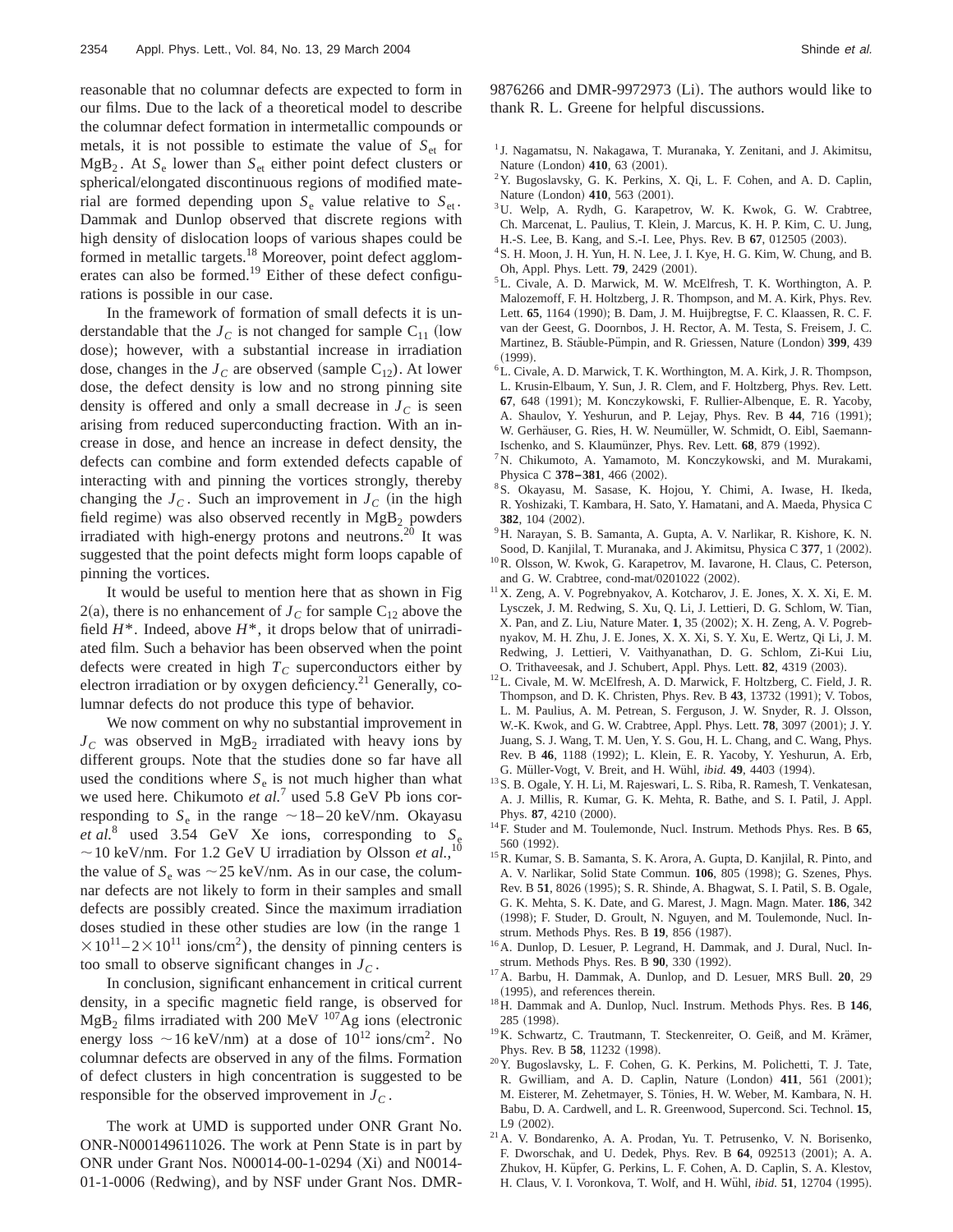reasonable that no columnar defects are expected to form in our films. Due to the lack of a theoretical model to describe the columnar defect formation in intermetallic compounds or metals, it is not possible to estimate the value of $S_{et}$ for $MgB_2$. At $S_e$ lower than $S_{et}$ either point defect clusters or spherical/elongated discontinuous regions of modified material are formed depending upon $S_e$ value relative to $S_{et}$. Dammak and Dunlop observed that discrete regions with high density of dislocation loops of various shapes could be formed in metallic targets.[18] Moreover, point defect agglomerates can also be formed.[19] Either of these defect configurations is possible in our case.

In the framework of formation of small defects it is understandable that the $J_C$ is not changed for sample $C_{11}$ (low dose); however, with a substantial increase in irradiation dose, changes in the $J_C$ are observed (sample $C_{12}$). At lower dose, the defect density is low and no strong pinning site density is offered and only a small decrease in $J_C$ is seen arising from reduced superconducting fraction. With an increase in dose, and hence an increase in defect density, the defects can combine and form extended defects capable of interacting with and pinning the vortices strongly, thereby changing the $J_C$. Such an improvement in $J_C$ (in the high field regime) was also observed recently in $MgB_2$ powders irradiated with high-energy protons and neutrons.[20] It was suggested that the point defects might form loops capable of pinning the vortices.

It would be useful to mention here that as shown in Fig 2(a), there is no enhancement of $J_C$ for sample $C_{12}$ above the field $H^*$. Indeed, above $H^*$, it drops below that of unirradiated film. Such a behavior has been observed when the point defects were created in high $T_C$ superconductors either by electron irradiation or by oxygen deficiency.[21] Generally, columnar defects do not produce this type of behavior.

We now comment on why no substantial improvement in $J_C$ was observed in $MgB_2$ irradiated with heavy ions by different groups. Note that the studies done so far have all used the conditions where $S_e$ is not much higher than what we used here. Chikumoto *et al.*[7] used 5.8 GeV Pb ions corresponding to $S_e$ in the range ~18–20 keV/nm. Okayasu *et al.*[8] used 3.54 GeV Xe ions, corresponding to $S_e$ ~10 keV/nm. For 1.2 GeV U irradiation by Olsson *et al.*,[10] the value of $S_e$ was ~25 keV/nm. As in our case, the columnar defects are not likely to form in their samples and small defects are possibly created. Since the maximum irradiation doses studied in these other studies are low (in the range $1\times10^{11}$–$2\times10^{11}$ ions/cm$^2$), the density of pinning centers is too small to observe significant changes in $J_C$.

In conclusion, significant enhancement in critical current density, in a specific magnetic field range, is observed for $MgB_2$ films irradiated with 200 MeV $^{107}$Ag ions (electronic energy loss ~16 keV/nm) at a dose of $10^{12}$ ions/cm$^2$. No columnar defects are observed in any of the films. Formation of defect clusters in high concentration is suggested to be responsible for the observed improvement in $J_C$.

The work at UMD is supported under ONR Grant No. ONR-N000149611026. The work at Penn State is in part by ONR under Grant Nos. N00014-00-1-0294 (Xi) and N0014-01-1-0006 (Redwing), and by NSF under Grant Nos. DMR-9876266 and DMR-9972973 (Li). The authors would like to thank R. L. Greene for helpful discussions.

[1] J. Nagamatsu, N. Nakagawa, T. Muranaka, Y. Zenitani, and J. Akimitsu, Nature (London) **410**, 63 (2001).

[2] Y. Bugoslavsky, G. K. Perkins, X. Qi, L. F. Cohen, and A. D. Caplin, Nature (London) **410**, 563 (2001).

[3] U. Welp, A. Rydh, G. Karapetrov, W. K. Kwok, G. W. Crabtree, Ch. Marcenat, L. Paulius, T. Klein, J. Marcus, K. H. P. Kim, C. U. Jung, H.-S. Lee, B. Kang, and S.-I. Lee, Phys. Rev. B **67**, 012505 (2003).

[4] S. H. Moon, J. H. Yun, H. N. Lee, J. I. Kye, H. G. Kim, W. Chung, and B. Oh, Appl. Phys. Lett. **79**, 2429 (2001).

[5] L. Civale, A. D. Marwick, M. W. McElfresh, T. K. Worthington, A. P. Malozemoff, F. H. Holtzberg, J. R. Thompson, and M. A. Kirk, Phys. Rev. Lett. **65**, 1164 (1990); B. Dam, J. M. Huijbregtse, F. C. Klaassen, R. C. F. van der Geest, G. Doornbos, J. H. Rector, A. M. Testa, S. Freisem, J. C. Martinez, B. Stäuble-Pümpin, and R. Griessen, Nature (London) **399**, 439 (1999).

[6] L. Civale, A. D. Marwick, T. K. Worthington, M. A. Kirk, J. R. Thompson, L. Krusin-Elbaum, Y. Sun, J. R. Clem, and F. Holtzberg, Phys. Rev. Lett. **67**, 648 (1991); M. Konczykowski, F. Rullier-Albenque, E. R. Yacoby, A. Shaulov, Y. Yeshurun, and P. Lejay, Phys. Rev. B **44**, 716 (1991); W. Gerhäuser, G. Ries, H. W. Neumüller, W. Schmidt, O. Eibl, Saemann-Ischenko, and S. Klaumünzer, Phys. Rev. Lett. **68**, 879 (1992).

[7] N. Chikumoto, A. Yamamoto, M. Konczykowski, and M. Murakami, Physica C **378–381**, 466 (2002).

[8] S. Okayasu, M. Sasase, K. Hojou, Y. Chimi, A. Iwase, H. Ikeda, R. Yoshizaki, T. Kambara, H. Sato, Y. Hamatani, and A. Maeda, Physica C **382**, 104 (2002).

[9] H. Narayan, S. B. Samanta, A. Gupta, A. V. Narlikar, R. Kishore, K. N. Sood, D. Kanjilal, T. Muranaka, and J. Akimitsu, Physica C **377**, 1 (2002).

[10] R. Olsson, W. Kwok, G. Karapetrov, M. Iavarone, H. Claus, C. Peterson, and G. W. Crabtree, cond-mat/0201022 (2002).

[11] X. Zeng, A. V. Pogrebnyakov, A. Kotcharov, J. E. Jones, X. X. Xi, E. M. Lysczek, J. M. Redwing, S. Xu, Q. Li, J. Lettieri, D. G. Schlom, W. Tian, X. Pan, and Z. Liu, Nature Mater. **1**, 35 (2002); X. H. Zeng, A. V. Pogrebnyakov, M. H. Zhu, J. E. Jones, X. X. Xi, S. Y. Xu, E. Wertz, Qi Li, J. M. Redwing, J. Lettieri, V. Vaithyanathan, D. G. Schlom, Zi-Kui Liu, O. Trithaveesak, and J. Schubert, Appl. Phys. Lett. **82**, 4319 (2003).

[12] L. Civale, M. W. McElfresh, A. D. Marwick, F. Holtzberg, C. Field, J. R. Thompson, and D. K. Christen, Phys. Rev. B **43**, 13732 (1991); V. Tobos, L. M. Paulius, A. M. Petrean, S. Ferguson, J. W. Snyder, R. J. Olsson, W.-K. Kwok, and G. W. Crabtree, Appl. Phys. Lett. **78**, 3097 (2001); J. Y. Juang, S. J. Wang, T. M. Uen, Y. S. Gou, H. L. Chang, and C. Wang, Phys. Rev. B **46**, 1188 (1992); L. Klein, E. R. Yacoby, Y. Yeshurun, A. Erb, G. Müller-Vogt, V. Breit, and H. Wühl, *ibid.* **49**, 4403 (1994).

[13] S. B. Ogale, Y. H. Li, M. Rajeswari, L. S. Riba, R. Ramesh, T. Venkatesan, A. J. Millis, R. Kumar, G. K. Mehta, R. Bathe, and S. I. Patil, J. Appl. Phys. **87**, 4210 (2000).

[14] F. Studer and M. Toulemonde, Nucl. Instrum. Methods Phys. Res. B **65**, 560 (1992).

[15] R. Kumar, S. B. Samanta, S. K. Arora, A. Gupta, D. Kanjilal, R. Pinto, and A. V. Narlikar, Solid State Commun. **106**, 805 (1998); G. Szenes, Phys. Rev. B **51**, 8026 (1995); S. R. Shinde, A. Bhagwat, S. I. Patil, S. B. Ogale, G. K. Mehta, S. K. Date, and G. Marest, J. Magn. Magn. Mater. **186**, 342 (1998); F. Studer, D. Groult, N. Nguyen, and M. Toulemonde, Nucl. Instrum. Methods Phys. Res. B **19**, 856 (1987).

[16] A. Dunlop, D. Lesuer, P. Legrand, H. Dammak, and J. Dural, Nucl. Instrum. Methods Phys. Res. B **90**, 330 (1992).

[17] A. Barbu, H. Dammak, A. Dunlop, and D. Lesuer, MRS Bull. **20**, 29 (1995), and references therein.

[18] H. Dammak and A. Dunlop, Nucl. Instrum. Methods Phys. Res. B **146**, 285 (1998).

[19] K. Schwartz, C. Trautmann, T. Steckenreiter, O. Geiß, and M. Krämer, Phys. Rev. B **58**, 11232 (1998).

[20] Y. Bugoslavsky, L. F. Cohen, G. K. Perkins, M. Polichetti, T. J. Tate, R. Gwilliam, and A. D. Caplin, Nature (London) **411**, 561 (2001); M. Eisterer, M. Zehetmayer, S. Tönies, H. W. Weber, M. Kambara, N. H. Babu, D. A. Cardwell, and L. R. Greenwood, Supercond. Sci. Technol. **15**, L9 (2002).

[21] A. V. Bondarenko, A. A. Prodan, Yu. T. Petrusenko, V. N. Borisenko, F. Dworschak, and U. Dedek, Phys. Rev. B **64**, 092513 (2001); A. A. Zhukov, H. Küpfer, G. Perkins, L. F. Cohen, A. D. Caplin, S. A. Klestov, H. Claus, V. I. Voronkova, T. Wolf, and H. Wühl, *ibid.* **51**, 12704 (1995).